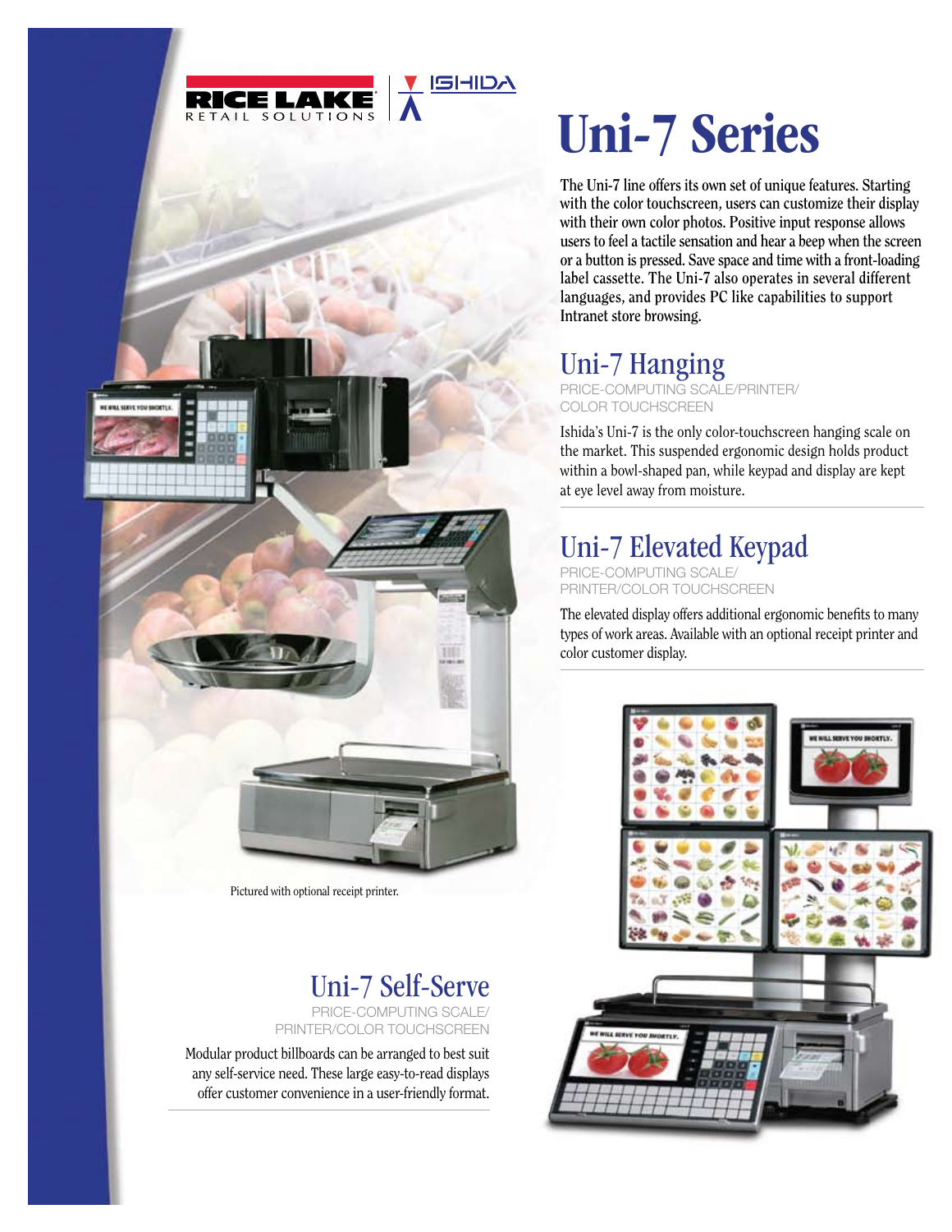# Uni-7 Series

The Uni-7 line offers its own set of unique features. Starting with the color touchscreen, users can customize their display with their own color photos. Positive input response allows users to feel a tactile sensation and hear a beep when the screen or a button is pressed. Save space and time with a front-loading label cassette. The Uni-7 also operates in several different languages, and provides PC like capabilities to support Intranet store browsing.

## Uni-7 Hanging

PRICE-COMPUTING SCALE/PRINTER/ COLOR TOUCHSCREEN

Ishida's Uni-7 is the only color-touchscreen hanging scale on the market. This suspended ergonomic design holds product within a bowl-shaped pan, while keypad and display are kept at eye level away from moisture.

## Uni-7 Elevated Keypad

PRICE-COMPUTING SCALE/ PRINTER/COLOR TOUCHSCREEN

The elevated display offers additional ergonomic benefits to many types of work areas. Available with an optional receipt printer and color customer display.

Pictured with optional receipt printer.

## Uni-7 Self-Serve

PRICE-COMPUTING SCALE/ PRINTER/COLOR TOUCHSCREEN

Modular product billboards can be arranged to best suit any self-service need. These large easy-to-read displays offer customer convenience in a user-friendly format.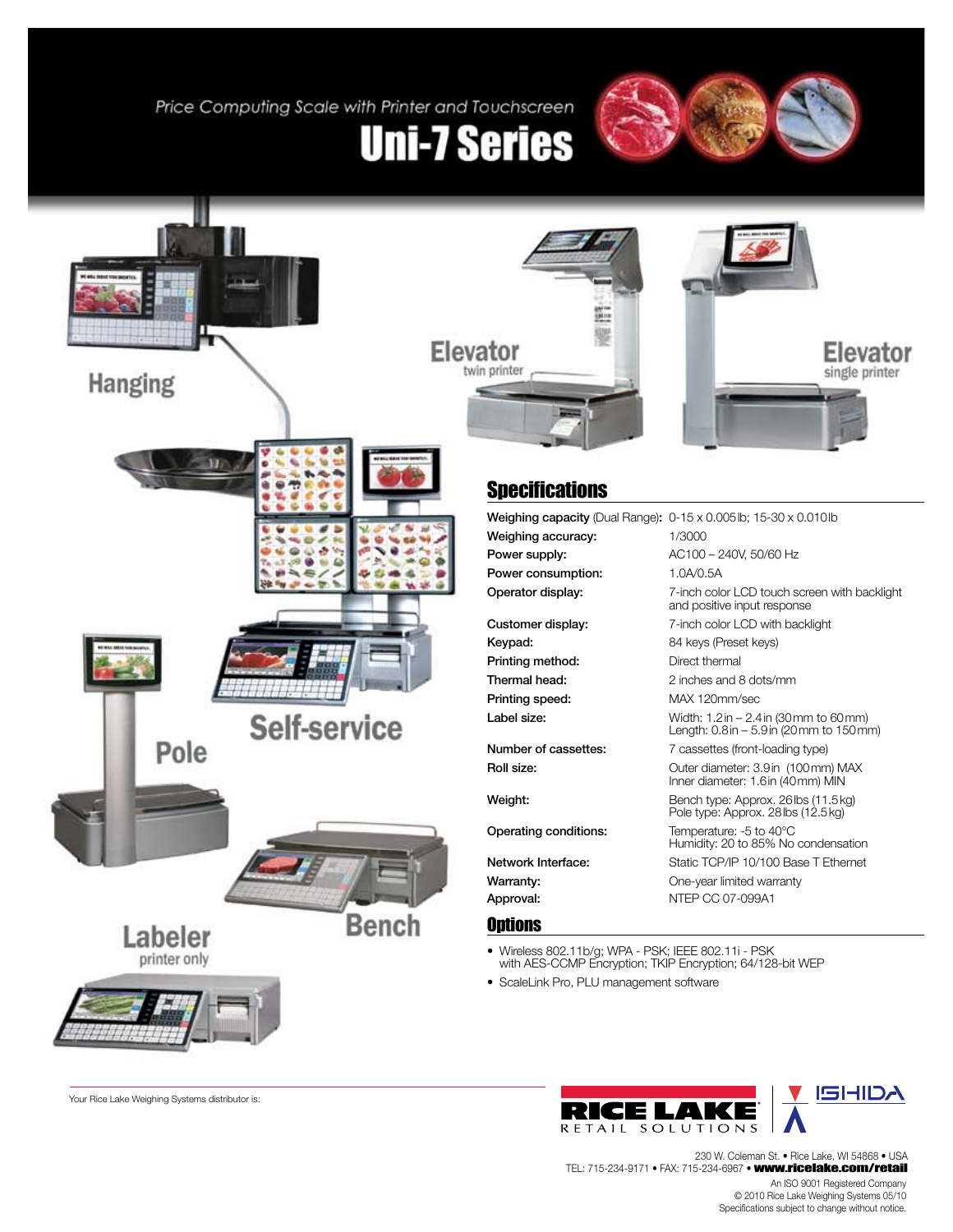Price Computing Scale with Printer and Touchscreen

# Uni-7 Series

Hanging

Elevator
twin printer

Elevator
single printer

Self-service

Pole

Bench

Labeler
printer only

## Specifications

| | |
|---|---|
| **Weighing capacity** (Dual Range)**:** | 0-15 x 0.005 lb; 15-30 x 0.010 lb |
| **Weighing accuracy:** | 1/3000 |
| **Power supply:** | AC100 – 240V, 50/60 Hz |
| **Power consumption:** | 1.0A/0.5A |
| **Operator display:** | 7-inch color LCD touch screen with backlight and positive input response |
| **Customer display:** | 7-inch color LCD with backlight |
| **Keypad:** | 84 keys (Preset keys) |
| **Printing method:** | Direct thermal |
| **Thermal head:** | 2 inches and 8 dots/mm |
| **Printing speed:** | MAX 120mm/sec |
| **Label size:** | Width: 1.2 in – 2.4 in (30 mm to 60 mm) Length: 0.8 in – 5.9 in (20 mm to 150 mm) |
| **Number of cassettes:** | 7 cassettes (front-loading type) |
| **Roll size:** | Outer diameter: 3.9 in (100 mm) MAX Inner diameter: 1.6 in (40 mm) MIN |
| **Weight:** | Bench type: Approx. 26 lbs (11.5 kg) Pole type: Approx. 28 lbs (12.5 kg) |
| **Operating conditions:** | Temperature: -5 to 40°C Humidity: 20 to 85% No condensation |
| **Network Interface:** | Static TCP/IP 10/100 Base T Ethernet |
| **Warranty:** | One-year limited warranty |
| **Approval:** | NTEP CC 07-099A1 |

## Options

- Wireless 802.11b/g; WPA - PSK; IEEE 802.11i - PSK with AES-CCMP Encryption; TKIP Encryption; 64/128-bit WEP
- ScaleLink Pro, PLU management software

Your Rice Lake Weighing Systems distributor is:

RICE LAKE RETAIL SOLUTIONS | ISHIDA

230 W. Coleman St. • Rice Lake, WI 54868 • USA
TEL: 715-234-9171 • FAX: 715-234-6967 • **www.ricelake.com/retail**

An ISO 9001 Registered Company
© 2010 Rice Lake Weighing Systems 05/10
Specifications subject to change without notice.